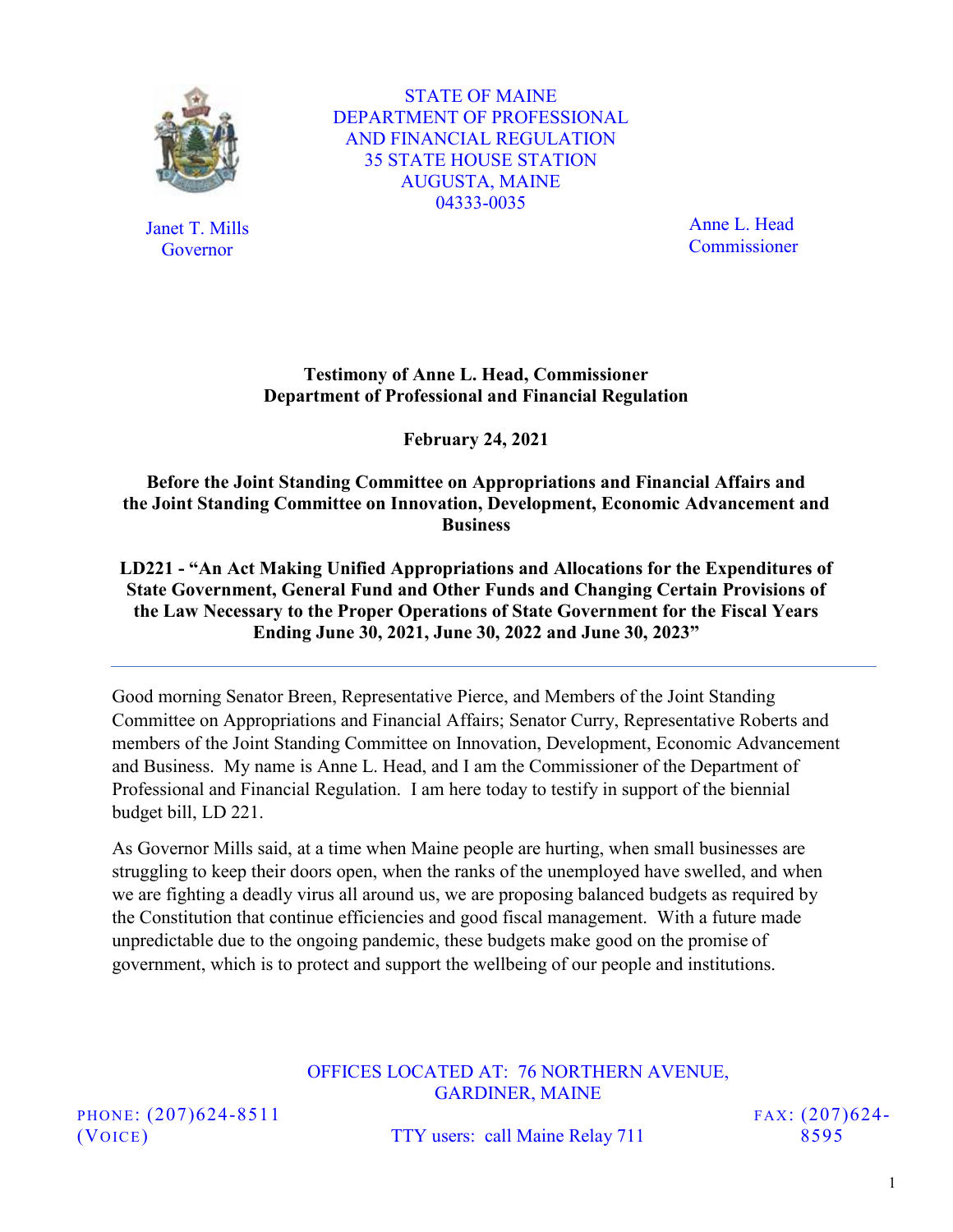STATE OF MAINE
DEPARTMENT OF PROFESSIONAL
AND FINANCIAL REGULATION
35 STATE HOUSE STATION
AUGUSTA, MAINE
04333-0035

Janet T. Mills
Governor

Anne L. Head
Commissioner

**Testimony of Anne L. Head, Commissioner**
**Department of Professional and Financial Regulation**

**February 24, 2021**

**Before the Joint Standing Committee on Appropriations and Financial Affairs and the Joint Standing Committee on Innovation, Development, Economic Advancement and Business**

**LD221 - "An Act Making Unified Appropriations and Allocations for the Expenditures of State Government, General Fund and Other Funds and Changing Certain Provisions of the Law Necessary to the Proper Operations of State Government for the Fiscal Years Ending June 30, 2021, June 30, 2022 and June 30, 2023"**

---

Good morning Senator Breen, Representative Pierce, and Members of the Joint Standing Committee on Appropriations and Financial Affairs; Senator Curry, Representative Roberts and members of the Joint Standing Committee on Innovation, Development, Economic Advancement and Business. My name is Anne L. Head, and I am the Commissioner of the Department of Professional and Financial Regulation. I am here today to testify in support of the biennial budget bill, LD 221.

As Governor Mills said, at a time when Maine people are hurting, when small businesses are struggling to keep their doors open, when the ranks of the unemployed have swelled, and when we are fighting a deadly virus all around us, we are proposing balanced budgets as required by the Constitution that continue efficiencies and good fiscal management. With a future made unpredictable due to the ongoing pandemic, these budgets make good on the promise of government, which is to protect and support the wellbeing of our people and institutions.

OFFICES LOCATED AT: 76 NORTHERN AVENUE, GARDINER, MAINE

PHONE: (207)624-8511 (VOICE)

TTY users: call Maine Relay 711

FAX: (207)624-8595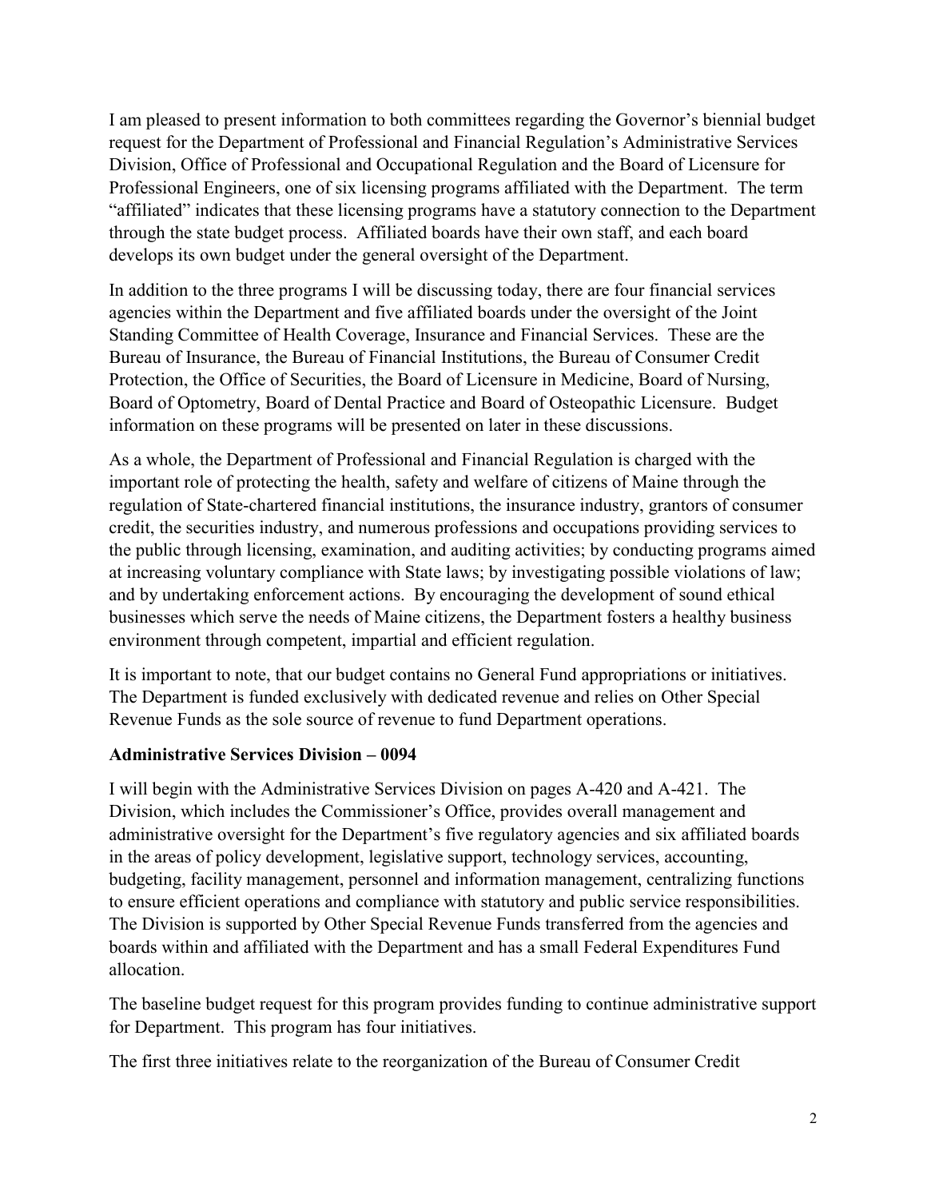I am pleased to present information to both committees regarding the Governor's biennial budget request for the Department of Professional and Financial Regulation's Administrative Services Division, Office of Professional and Occupational Regulation and the Board of Licensure for Professional Engineers, one of six licensing programs affiliated with the Department. The term "affiliated" indicates that these licensing programs have a statutory connection to the Department through the state budget process. Affiliated boards have their own staff, and each board develops its own budget under the general oversight of the Department.

In addition to the three programs I will be discussing today, there are four financial services agencies within the Department and five affiliated boards under the oversight of the Joint Standing Committee of Health Coverage, Insurance and Financial Services. These are the Bureau of Insurance, the Bureau of Financial Institutions, the Bureau of Consumer Credit Protection, the Office of Securities, the Board of Licensure in Medicine, Board of Nursing, Board of Optometry, Board of Dental Practice and Board of Osteopathic Licensure. Budget information on these programs will be presented on later in these discussions.

As a whole, the Department of Professional and Financial Regulation is charged with the important role of protecting the health, safety and welfare of citizens of Maine through the regulation of State-chartered financial institutions, the insurance industry, grantors of consumer credit, the securities industry, and numerous professions and occupations providing services to the public through licensing, examination, and auditing activities; by conducting programs aimed at increasing voluntary compliance with State laws; by investigating possible violations of law; and by undertaking enforcement actions. By encouraging the development of sound ethical businesses which serve the needs of Maine citizens, the Department fosters a healthy business environment through competent, impartial and efficient regulation.

It is important to note, that our budget contains no General Fund appropriations or initiatives. The Department is funded exclusively with dedicated revenue and relies on Other Special Revenue Funds as the sole source of revenue to fund Department operations.

**Administrative Services Division – 0094**

I will begin with the Administrative Services Division on pages A-420 and A-421. The Division, which includes the Commissioner's Office, provides overall management and administrative oversight for the Department's five regulatory agencies and six affiliated boards in the areas of policy development, legislative support, technology services, accounting, budgeting, facility management, personnel and information management, centralizing functions to ensure efficient operations and compliance with statutory and public service responsibilities. The Division is supported by Other Special Revenue Funds transferred from the agencies and boards within and affiliated with the Department and has a small Federal Expenditures Fund allocation.

The baseline budget request for this program provides funding to continue administrative support for Department. This program has four initiatives.

The first three initiatives relate to the reorganization of the Bureau of Consumer Credit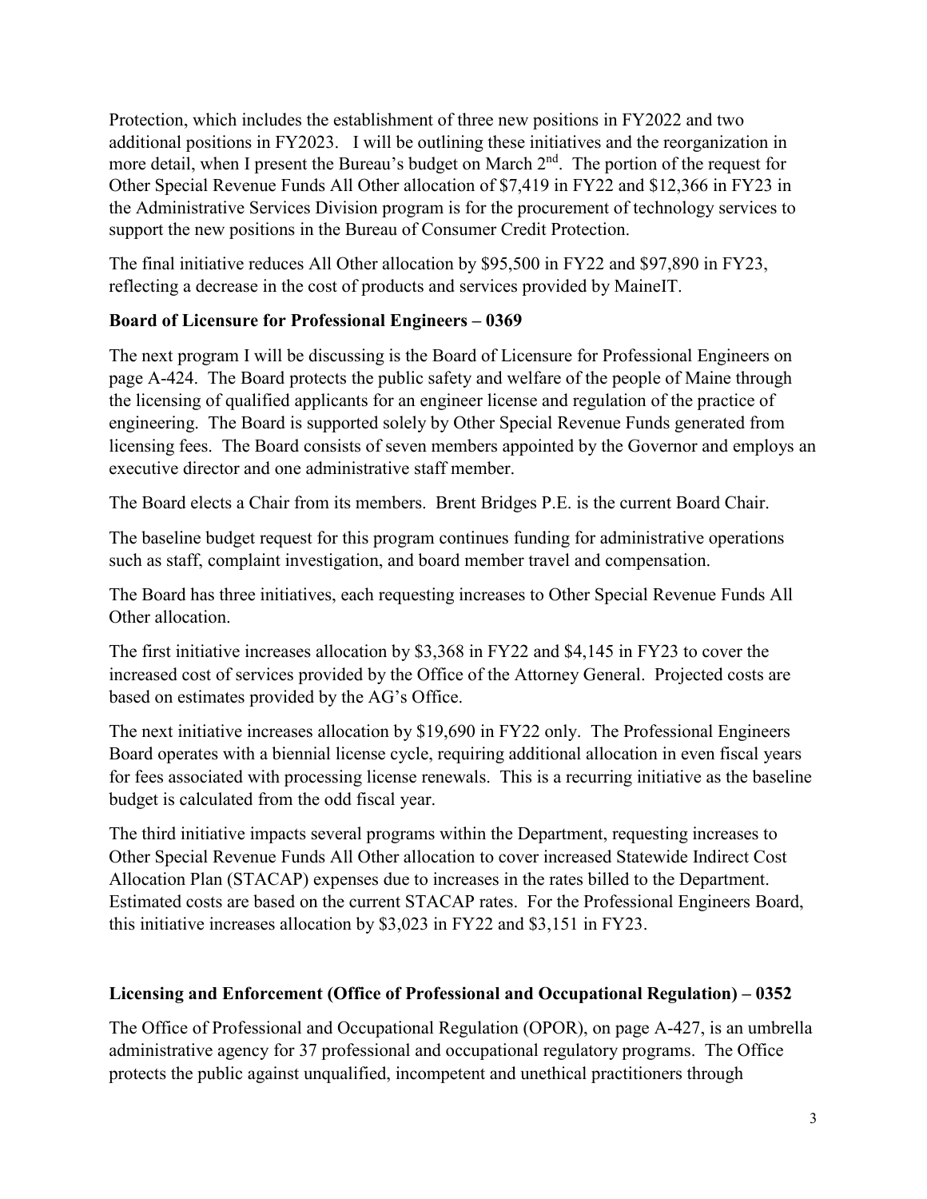Protection, which includes the establishment of three new positions in FY2022 and two additional positions in FY2023. I will be outlining these initiatives and the reorganization in more detail, when I present the Bureau's budget on March 2nd. The portion of the request for Other Special Revenue Funds All Other allocation of $7,419 in FY22 and $12,366 in FY23 in the Administrative Services Division program is for the procurement of technology services to support the new positions in the Bureau of Consumer Credit Protection.

The final initiative reduces All Other allocation by $95,500 in FY22 and $97,890 in FY23, reflecting a decrease in the cost of products and services provided by MaineIT.

**Board of Licensure for Professional Engineers – 0369**

The next program I will be discussing is the Board of Licensure for Professional Engineers on page A-424. The Board protects the public safety and welfare of the people of Maine through the licensing of qualified applicants for an engineer license and regulation of the practice of engineering. The Board is supported solely by Other Special Revenue Funds generated from licensing fees. The Board consists of seven members appointed by the Governor and employs an executive director and one administrative staff member.

The Board elects a Chair from its members. Brent Bridges P.E. is the current Board Chair.

The baseline budget request for this program continues funding for administrative operations such as staff, complaint investigation, and board member travel and compensation.

The Board has three initiatives, each requesting increases to Other Special Revenue Funds All Other allocation.

The first initiative increases allocation by $3,368 in FY22 and $4,145 in FY23 to cover the increased cost of services provided by the Office of the Attorney General. Projected costs are based on estimates provided by the AG's Office.

The next initiative increases allocation by $19,690 in FY22 only. The Professional Engineers Board operates with a biennial license cycle, requiring additional allocation in even fiscal years for fees associated with processing license renewals. This is a recurring initiative as the baseline budget is calculated from the odd fiscal year.

The third initiative impacts several programs within the Department, requesting increases to Other Special Revenue Funds All Other allocation to cover increased Statewide Indirect Cost Allocation Plan (STACAP) expenses due to increases in the rates billed to the Department. Estimated costs are based on the current STACAP rates. For the Professional Engineers Board, this initiative increases allocation by $3,023 in FY22 and $3,151 in FY23.

**Licensing and Enforcement (Office of Professional and Occupational Regulation) – 0352**

The Office of Professional and Occupational Regulation (OPOR), on page A-427, is an umbrella administrative agency for 37 professional and occupational regulatory programs. The Office protects the public against unqualified, incompetent and unethical practitioners through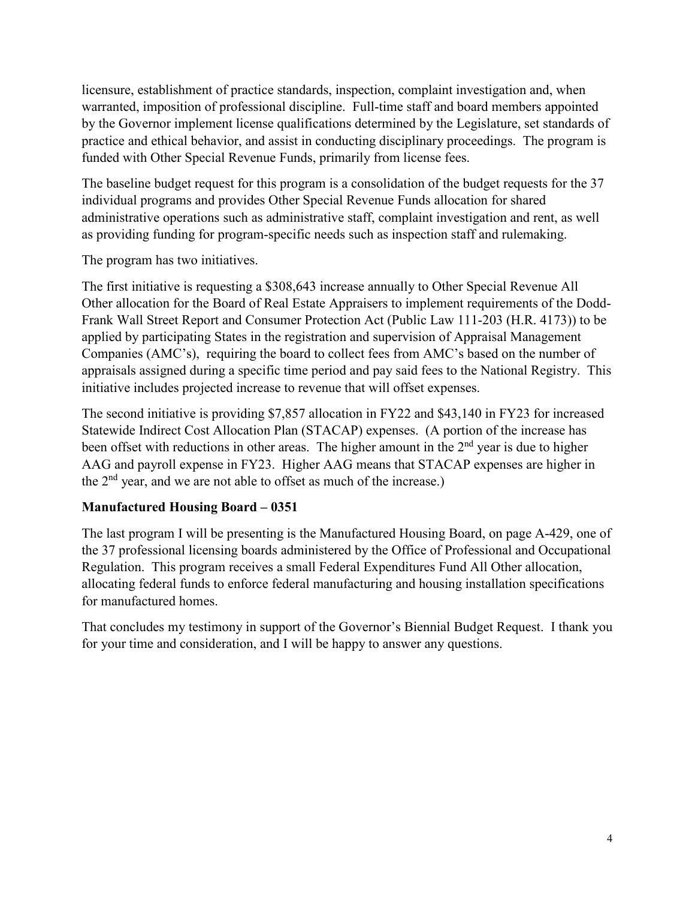licensure, establishment of practice standards, inspection, complaint investigation and, when warranted, imposition of professional discipline. Full-time staff and board members appointed by the Governor implement license qualifications determined by the Legislature, set standards of practice and ethical behavior, and assist in conducting disciplinary proceedings. The program is funded with Other Special Revenue Funds, primarily from license fees.

The baseline budget request for this program is a consolidation of the budget requests for the 37 individual programs and provides Other Special Revenue Funds allocation for shared administrative operations such as administrative staff, complaint investigation and rent, as well as providing funding for program-specific needs such as inspection staff and rulemaking.

The program has two initiatives.

The first initiative is requesting a $308,643 increase annually to Other Special Revenue All Other allocation for the Board of Real Estate Appraisers to implement requirements of the Dodd-Frank Wall Street Report and Consumer Protection Act (Public Law 111-203 (H.R. 4173)) to be applied by participating States in the registration and supervision of Appraisal Management Companies (AMC's), requiring the board to collect fees from AMC's based on the number of appraisals assigned during a specific time period and pay said fees to the National Registry. This initiative includes projected increase to revenue that will offset expenses.

The second initiative is providing $7,857 allocation in FY22 and $43,140 in FY23 for increased Statewide Indirect Cost Allocation Plan (STACAP) expenses. (A portion of the increase has been offset with reductions in other areas. The higher amount in the 2nd year is due to higher AAG and payroll expense in FY23. Higher AAG means that STACAP expenses are higher in the 2nd year, and we are not able to offset as much of the increase.)

**Manufactured Housing Board – 0351**

The last program I will be presenting is the Manufactured Housing Board, on page A-429, one of the 37 professional licensing boards administered by the Office of Professional and Occupational Regulation. This program receives a small Federal Expenditures Fund All Other allocation, allocating federal funds to enforce federal manufacturing and housing installation specifications for manufactured homes.

That concludes my testimony in support of the Governor's Biennial Budget Request. I thank you for your time and consideration, and I will be happy to answer any questions.